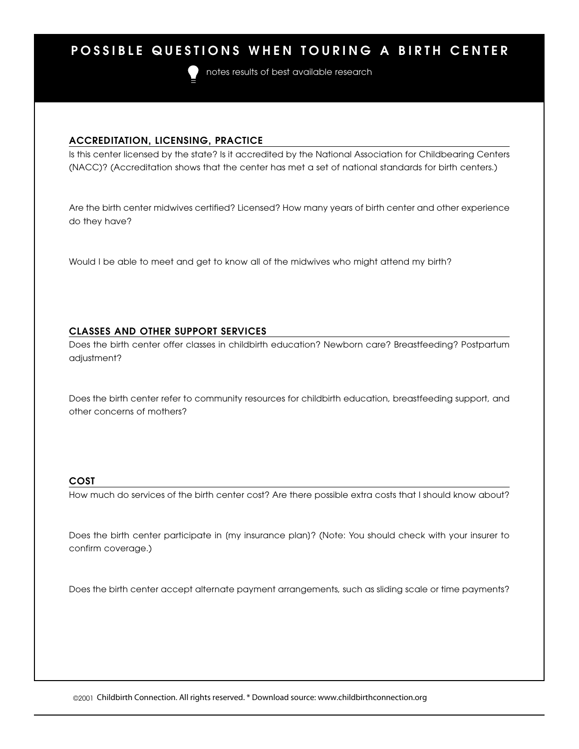# POSSIBLE QUESTIONS WHEN TOURING A BIRTH CENTER

notes results of best available research

## ACCREDITATION, LICENSING, PRACTICE

Is this center licensed by the state? Is it accredited by the National Association for Childbearing Centers (NACC)? (Accreditation shows that the center has met a set of national standards for birth centers.)

Are the birth center midwives certified? Licensed? How many years of birth center and other experience do they have?

Would I be able to meet and get to know all of the midwives who might attend my birth?

## CLASSES AND OTHER SUPPORT SERVICES

Does the birth center offer classes in childbirth education? Newborn care? Breastfeeding? Postpartum adjustment?

Does the birth center refer to community resources for childbirth education, breastfeeding support, and other concerns of mothers?

## COST

How much do services of the birth center cost? Are there possible extra costs that I should know about?

Does the birth center participate in (my insurance plan)? (Note: You should check with your insurer to confirm coverage.)

Does the birth center accept alternate payment arrangements, such as sliding scale or time payments?

©2001 Childbirth Connection. All rights reserved. * Download source: www.childbirthconnection.org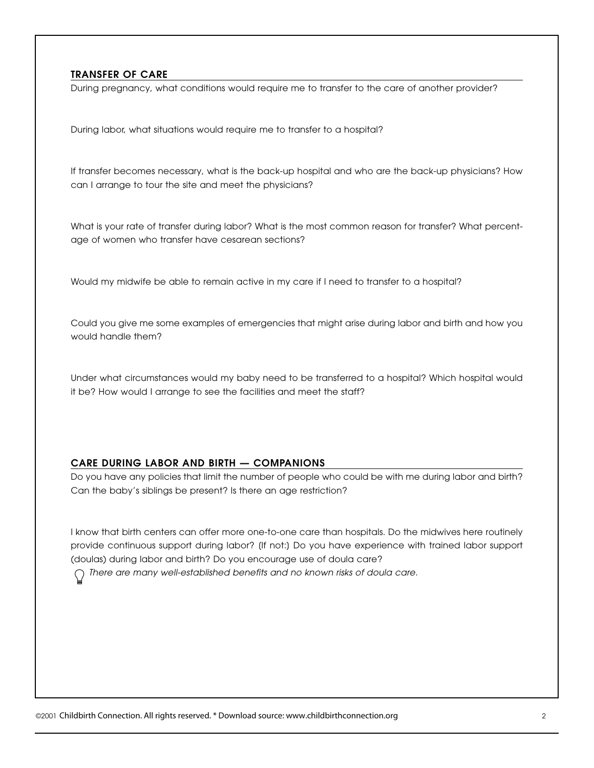## TRANSFER OF CARE

During pregnancy, what conditions would require me to transfer to the care of another provider?

During labor, what situations would require me to transfer to a hospital?

If transfer becomes necessary, what is the back-up hospital and who are the back-up physicians? How can I arrange to tour the site and meet the physicians?

What is your rate of transfer during labor? What is the most common reason for transfer? What percentage of women who transfer have cesarean sections?

Would my midwife be able to remain active in my care if I need to transfer to a hospital?

Could you give me some examples of emergencies that might arise during labor and birth and how you would handle them?

Under what circumstances would my baby need to be transferred to a hospital? Which hospital would it be? How would I arrange to see the facilities and meet the staff?

## CARE DURING LABOR AND BIRTH — COMPANIONS

Do you have any policies that limit the number of people who could be with me during labor and birth? Can the baby's siblings be present? Is there an age restriction?

I know that birth centers can offer more one-to-one care than hospitals. Do the midwives here routinely provide continuous support during labor? (If not:) Do you have experience with trained labor support (doulas) during labor and birth? Do you encourage use of doula care?

*There are many well-established benefits and no known risks of doula care.*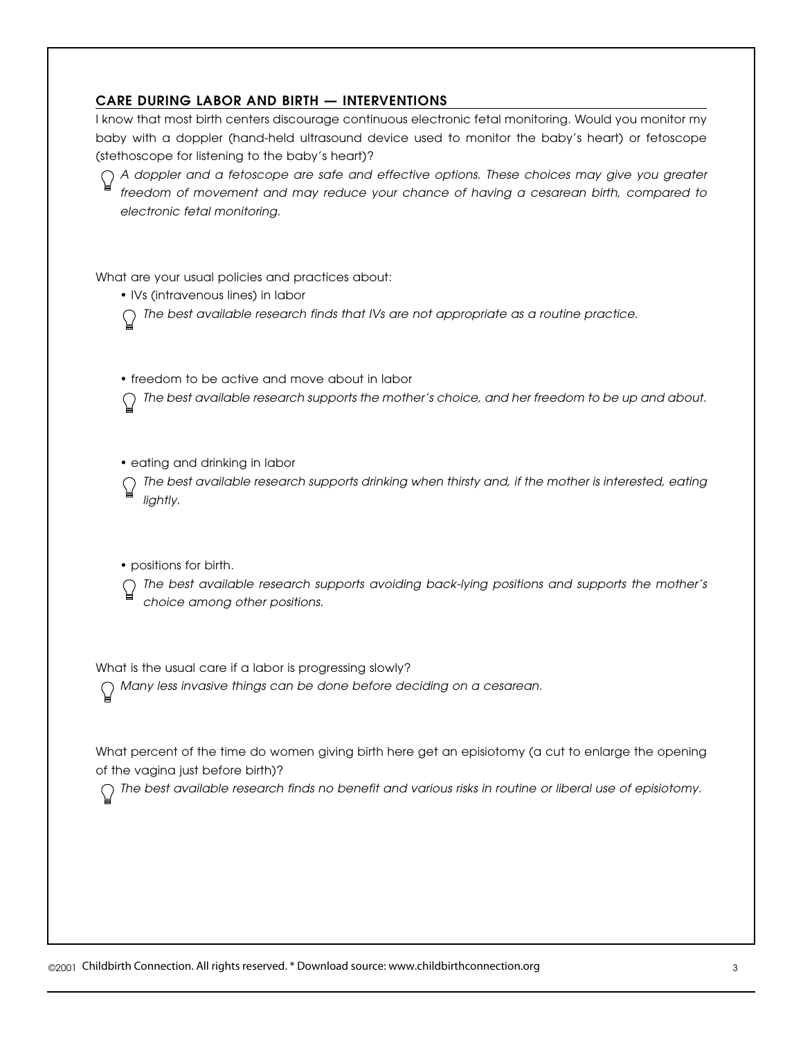## CARE DURING LABOR AND BIRTH — INTERVENTIONS

I know that most birth centers discourage continuous electronic fetal monitoring. Would you monitor my baby with a doppler (hand-held ultrasound device used to monitor the baby's heart) or fetoscope (stethoscope for listening to the baby's heart)?

*A doppler and a fetoscope are safe and effective options. These choices may give you greater freedom of movement and may reduce your chance of having a cesarean birth, compared to electronic fetal monitoring.*

What are your usual policies and practices about:

- IVs (intravenous lines) in labor

  *The best available research finds that IVs are not appropriate as a routine practice.*

- freedom to be active and move about in labor

  *The best available research supports the mother's choice, and her freedom to be up and about.*

- eating and drinking in labor

  *The best available research supports drinking when thirsty and, if the mother is interested, eating lightly.*

- positions for birth.

  *The best available research supports avoiding back-lying positions and supports the mother's choice among other positions.*

What is the usual care if a labor is progressing slowly?

*Many less invasive things can be done before deciding on a cesarean.*

What percent of the time do women giving birth here get an episiotomy (a cut to enlarge the opening of the vagina just before birth)?

*The best available research finds no benefit and various risks in routine or liberal use of episiotomy.*

©2001 Childbirth Connection. All rights reserved. * Download source: www.childbirthconnection.org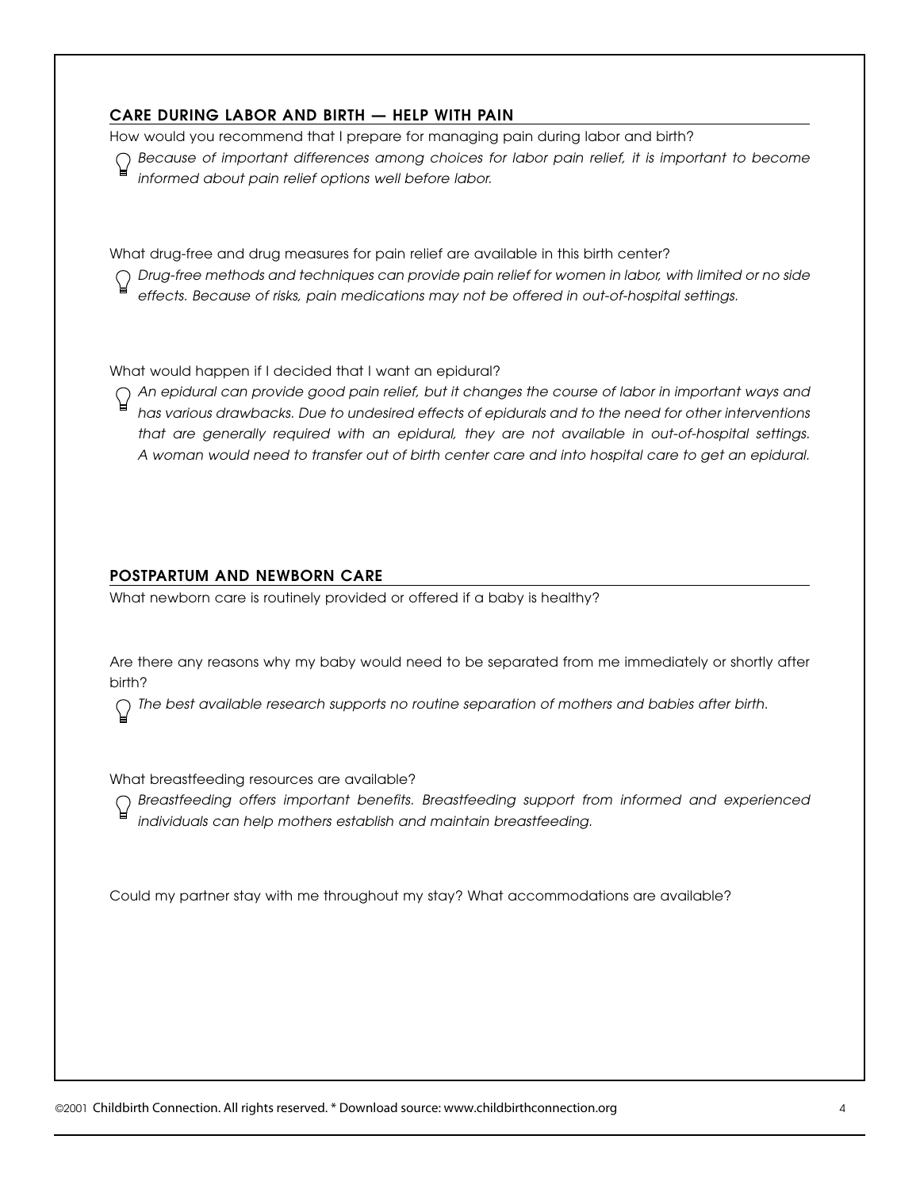## CARE DURING LABOR AND BIRTH — HELP WITH PAIN

How would you recommend that I prepare for managing pain during labor and birth?

*Because of important differences among choices for labor pain relief, it is important to become informed about pain relief options well before labor.*

What drug-free and drug measures for pain relief are available in this birth center?

*Drug-free methods and techniques can provide pain relief for women in labor, with limited or no side effects. Because of risks, pain medications may not be offered in out-of-hospital settings.*

What would happen if I decided that I want an epidural?

*An epidural can provide good pain relief, but it changes the course of labor in important ways and has various drawbacks. Due to undesired effects of epidurals and to the need for other interventions that are generally required with an epidural, they are not available in out-of-hospital settings. A woman would need to transfer out of birth center care and into hospital care to get an epidural.*

## POSTPARTUM AND NEWBORN CARE

What newborn care is routinely provided or offered if a baby is healthy?

Are there any reasons why my baby would need to be separated from me immediately or shortly after birth?

*The best available research supports no routine separation of mothers and babies after birth.*

What breastfeeding resources are available?

*Breastfeeding offers important benefits. Breastfeeding support from informed and experienced individuals can help mothers establish and maintain breastfeeding.*

Could my partner stay with me throughout my stay? What accommodations are available?

©2001 Childbirth Connection. All rights reserved. * Download source: www.childbirthconnection.org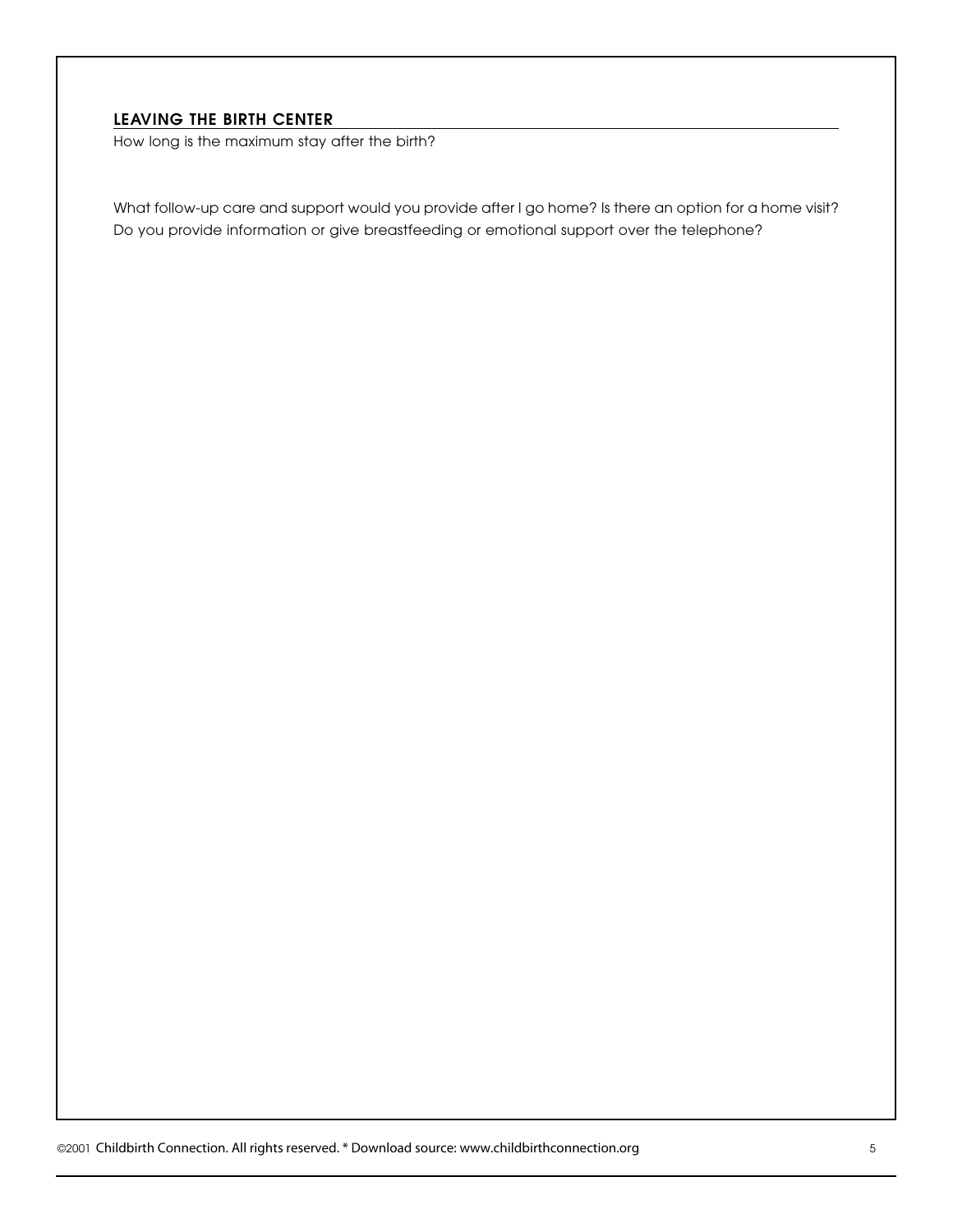## LEAVING THE BIRTH CENTER

How long is the maximum stay after the birth?

What follow-up care and support would you provide after I go home? Is there an option for a home visit? Do you provide information or give breastfeeding or emotional support over the telephone?

©2001 Childbirth Connection. All rights reserved. * Download source: www.childbirthconnection.org